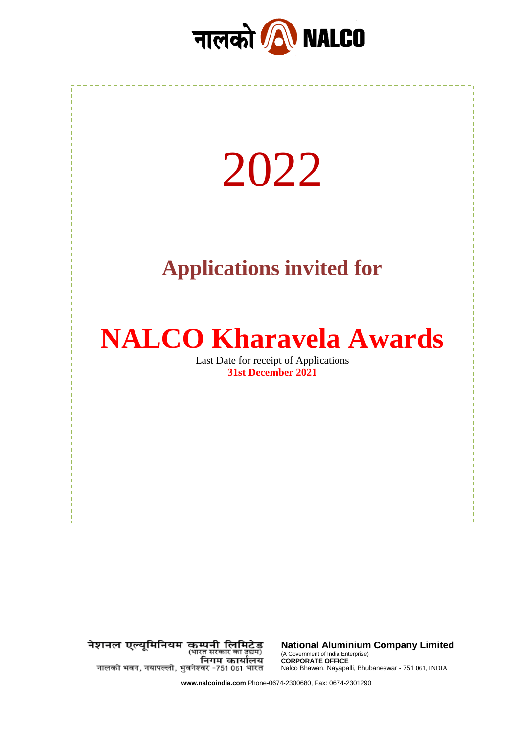नालको NALCO

# 2022

## Applications invited for

# NALCO Kharavela Awards

Last Date for receipt of Applications

**31st December 2021**

नेशनल एल्यूमिनियम कम्पनी लिमिटेड
(भारत सरकार का उद्यम)
निगम कार्यालय
नालको भवन, नयापल्ली, भुवनेश्वर -751 061 भारत

**National Aluminium Company Limited**
(A Government of India Enterprise)
**CORPORATE OFFICE**
Nalco Bhawan, Nayapalli, Bhubaneswar - 751 061, INDIA

**www.nalcoindia.com** Phone-0674-2300680, Fax: 0674-2301290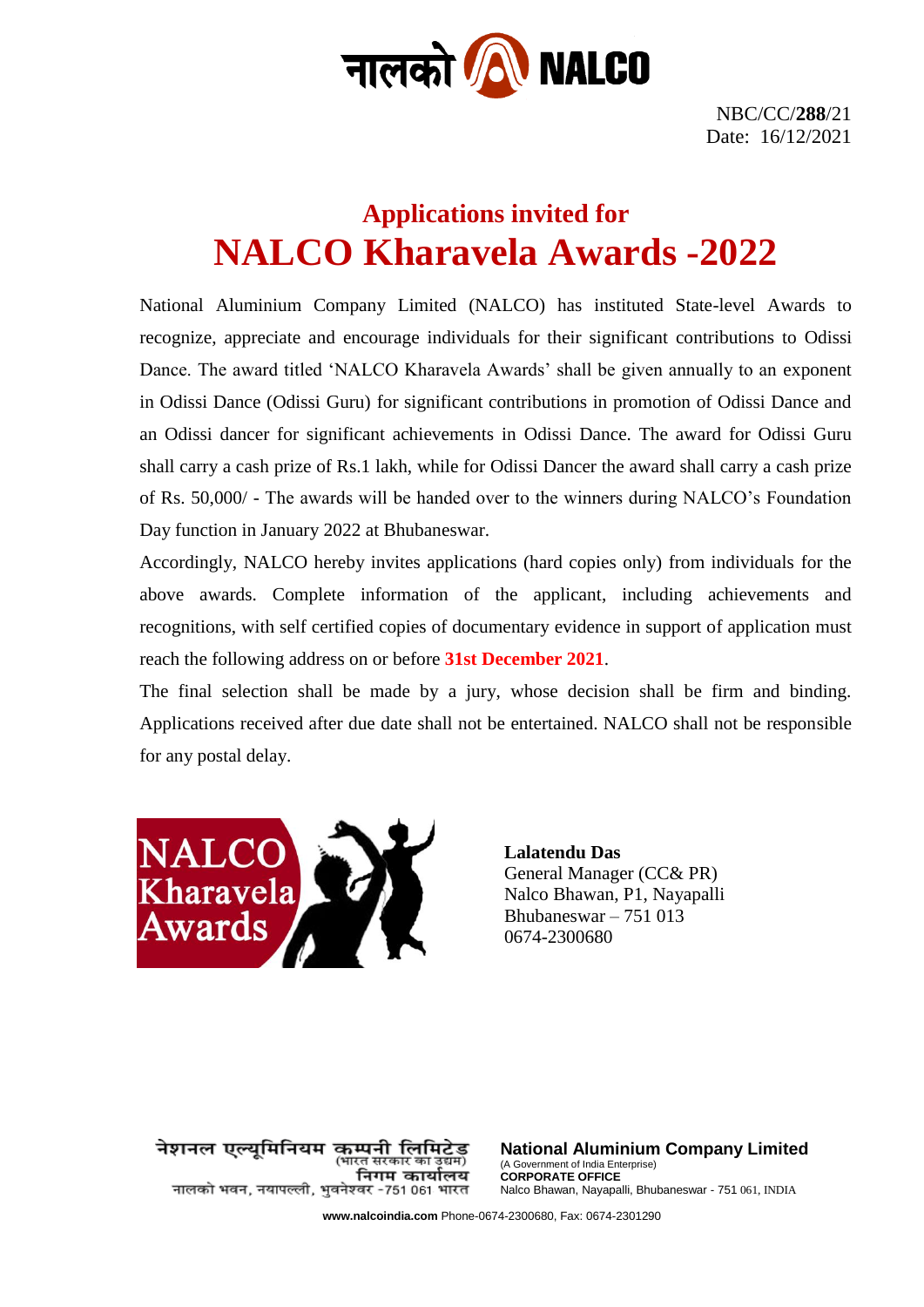NBC/CC/**288**/21
Date: 16/12/2021

## Applications invited for

# NALCO Kharavela Awards -2022

National Aluminium Company Limited (NALCO) has instituted State-level Awards to recognize, appreciate and encourage individuals for their significant contributions to Odissi Dance. The award titled 'NALCO Kharavela Awards' shall be given annually to an exponent in Odissi Dance (Odissi Guru) for significant contributions in promotion of Odissi Dance and an Odissi dancer for significant achievements in Odissi Dance. The award for Odissi Guru shall carry a cash prize of Rs.1 lakh, while for Odissi Dancer the award shall carry a cash prize of Rs. 50,000/ - The awards will be handed over to the winners during NALCO's Foundation Day function in January 2022 at Bhubaneswar.

Accordingly, NALCO hereby invites applications (hard copies only) from individuals for the above awards. Complete information of the applicant, including achievements and recognitions, with self certified copies of documentary evidence in support of application must reach the following address on or before **31st December 2021**.

The final selection shall be made by a jury, whose decision shall be firm and binding. Applications received after due date shall not be entertained. NALCO shall not be responsible for any postal delay.

NALCO Kharavela Awards

**Lalatendu Das**
General Manager (CC& PR)
Nalco Bhawan, P1, Nayapalli
Bhubaneswar – 751 013
0674-2300680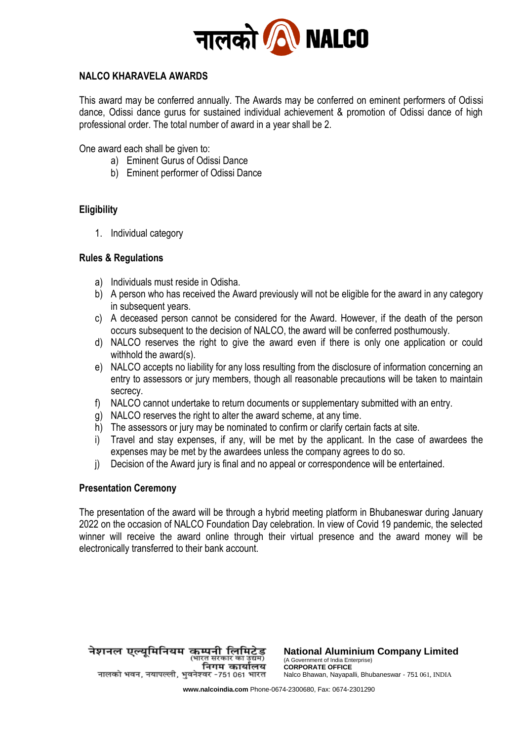## NALCO KHARAVELA AWARDS

This award may be conferred annually. The Awards may be conferred on eminent performers of Odissi dance, Odissi dance gurus for sustained individual achievement & promotion of Odissi dance of high professional order. The total number of award in a year shall be 2.

One award each shall be given to:

a) Eminent Gurus of Odissi Dance
b) Eminent performer of Odissi Dance

### Eligibility

1. Individual category

### Rules & Regulations

a) Individuals must reside in Odisha.
b) A person who has received the Award previously will not be eligible for the award in any category in subsequent years.
c) A deceased person cannot be considered for the Award. However, if the death of the person occurs subsequent to the decision of NALCO, the award will be conferred posthumously.
d) NALCO reserves the right to give the award even if there is only one application or could withhold the award(s).
e) NALCO accepts no liability for any loss resulting from the disclosure of information concerning an entry to assessors or jury members, though all reasonable precautions will be taken to maintain secrecy.
f) NALCO cannot undertake to return documents or supplementary submitted with an entry.
g) NALCO reserves the right to alter the award scheme, at any time.
h) The assessors or jury may be nominated to confirm or clarify certain facts at site.
i) Travel and stay expenses, if any, will be met by the applicant. In the case of awardees the expenses may be met by the awardees unless the company agrees to do so.
j) Decision of the Award jury is final and no appeal or correspondence will be entertained.

### Presentation Ceremony

The presentation of the award will be through a hybrid meeting platform in Bhubaneswar during January 2022 on the occasion of NALCO Foundation Day celebration. In view of Covid 19 pandemic, the selected winner will receive the award online through their virtual presence and the award money will be electronically transferred to their bank account.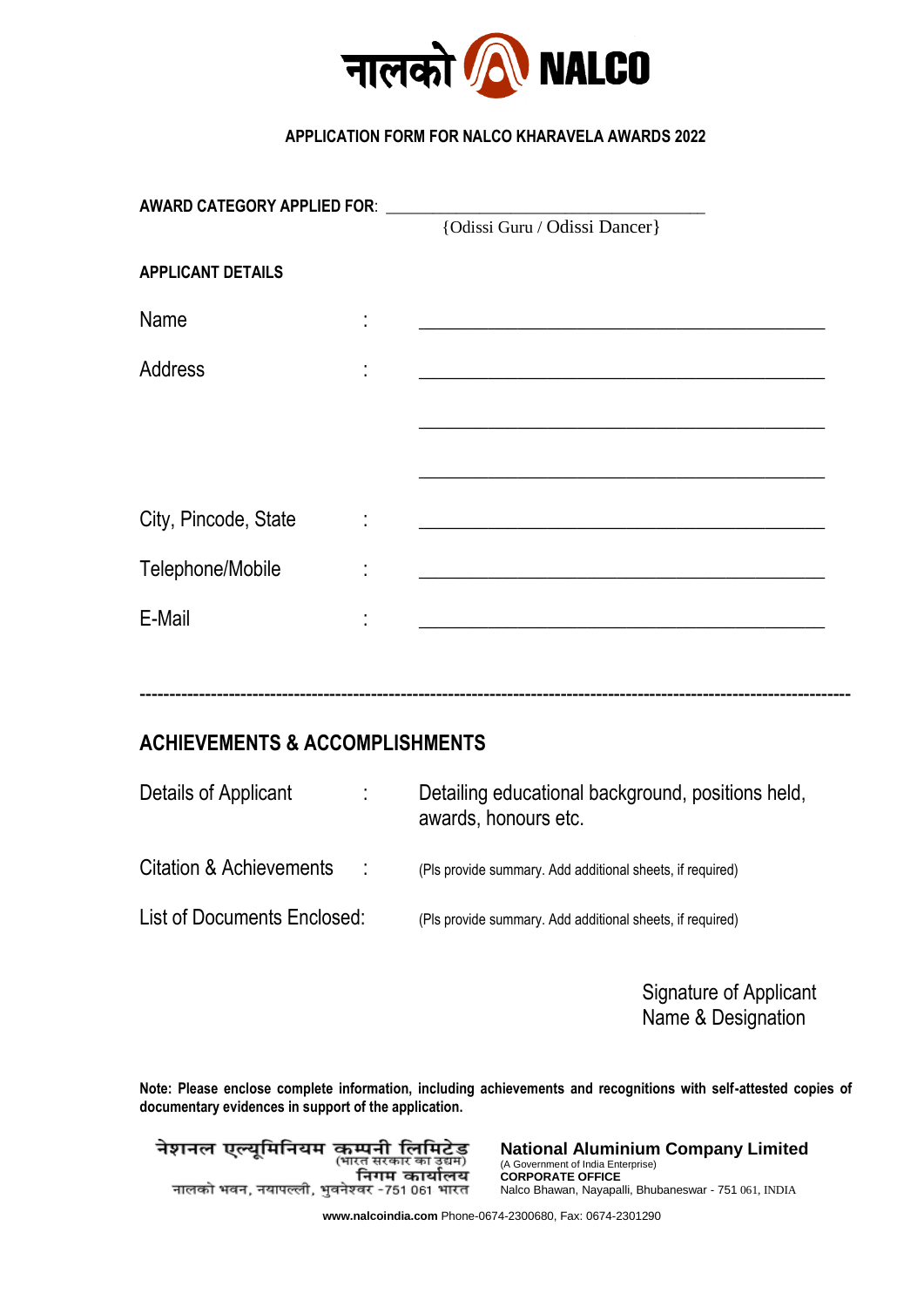नालको NALCO

**APPLICATION FORM FOR NALCO KHARAVELA AWARDS 2022**

**AWARD CATEGORY APPLIED FOR**: ___________________________________
{Odissi Guru / Odissi Dancer}

**APPLICANT DETAILS**

Name : ____________________________________________

Address : ____________________________________________

____________________________________________

____________________________________________

City, Pincode, State : ____________________________________________

Telephone/Mobile : ____________________________________________

E-Mail : ____________________________________________

---

## ACHIEVEMENTS & ACCOMPLISHMENTS

Details of Applicant : Detailing educational background, positions held, awards, honours etc.

Citation & Achievements : (Pls provide summary. Add additional sheets, if required)

List of Documents Enclosed: (Pls provide summary. Add additional sheets, if required)

Signature of Applicant
Name & Designation

**Note: Please enclose complete information, including achievements and recognitions with self-attested copies of documentary evidences in support of the application.**

नेशनल एल्यूमिनियम कम्पनी लिमिटेड
(भारत सरकार का उद्यम)
निगम कार्यालय
नालको भवन, नयापल्ली, भुवनेश्वर -751 061 भारत

**National Aluminium Company Limited**
(A Government of India Enterprise)
**CORPORATE OFFICE**
Nalco Bhawan, Nayapalli, Bhubaneswar - 751 061, INDIA

**www.nalcoindia.com** Phone-0674-2300680, Fax: 0674-2301290